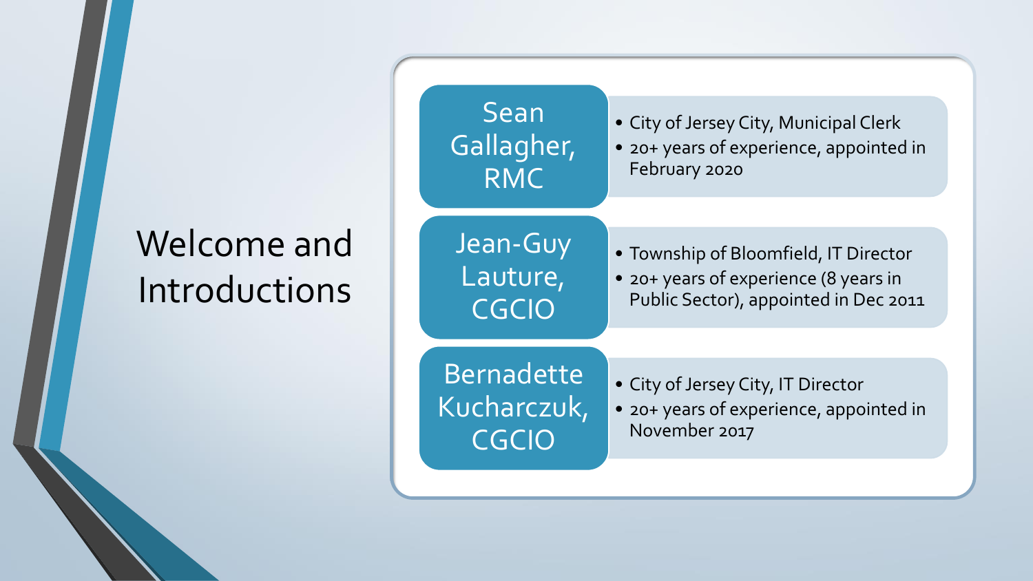# Welcome and Introductions

**Sean Gallagher, RMC**

- City of Jersey City, Municipal Clerk
- 20+ years of experience, appointed in February 2020

**Jean-Guy Lauture, CGCIO**

- Township of Bloomfield, IT Director
- 20+ years of experience (8 years in Public Sector), appointed in Dec 2011

**Bernadette Kucharczuk, CGCIO**

- City of Jersey City, IT Director
- 20+ years of experience, appointed in November 2017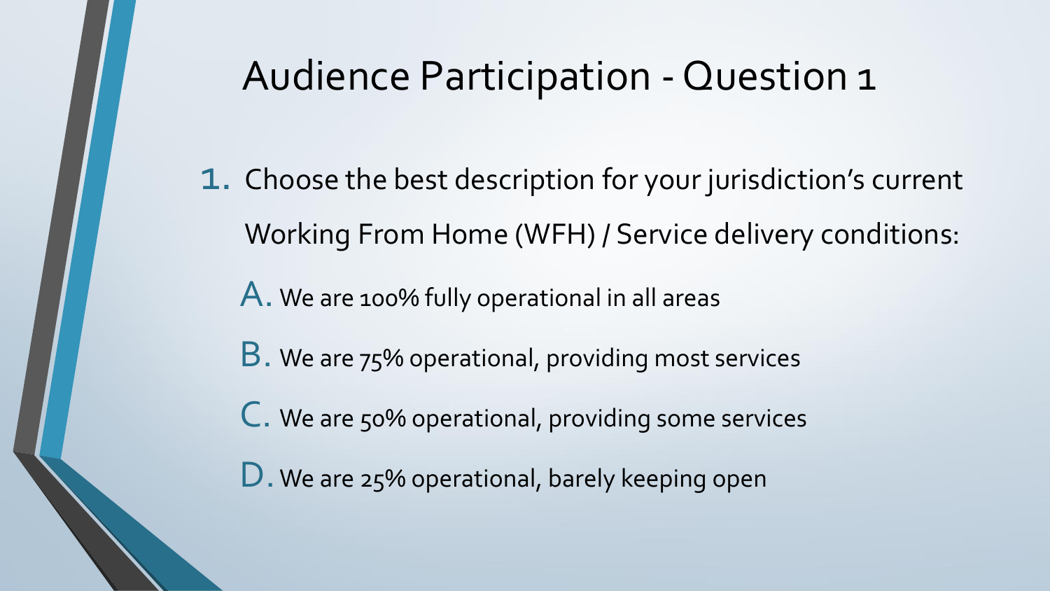# Audience Participation - Question 1

1. Choose the best description for your jurisdiction's current Working From Home (WFH) / Service delivery conditions:

   A. We are 100% fully operational in all areas

   B. We are 75% operational, providing most services

   C. We are 50% operational, providing some services

   D. We are 25% operational, barely keeping open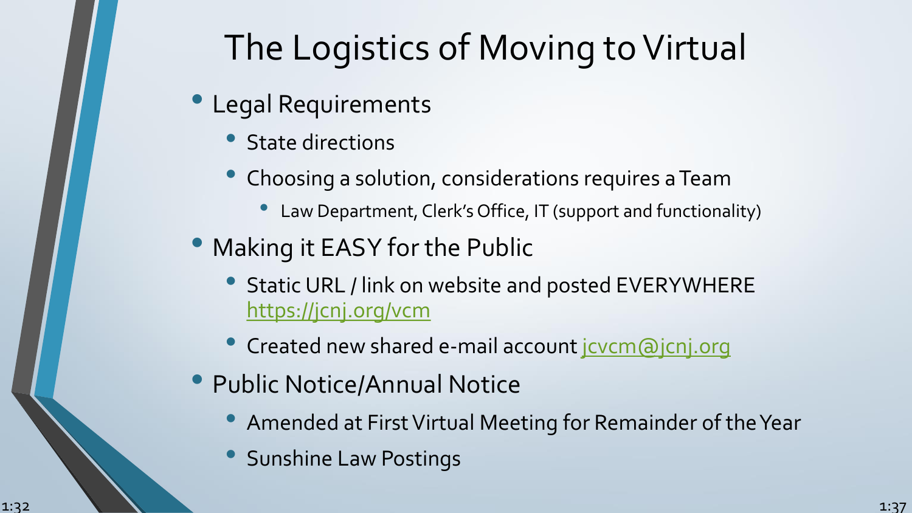# The Logistics of Moving to Virtual

- Legal Requirements
  - State directions
  - Choosing a solution, considerations requires a Team
    - Law Department, Clerk's Office, IT (support and functionality)
- Making it EASY for the Public
  - Static URL / link on website and posted EVERYWHERE https://jcnj.org/vcm
  - Created new shared e-mail account jcvcm@jcnj.org
- Public Notice/Annual Notice
  - Amended at First Virtual Meeting for Remainder of the Year
  - Sunshine Law Postings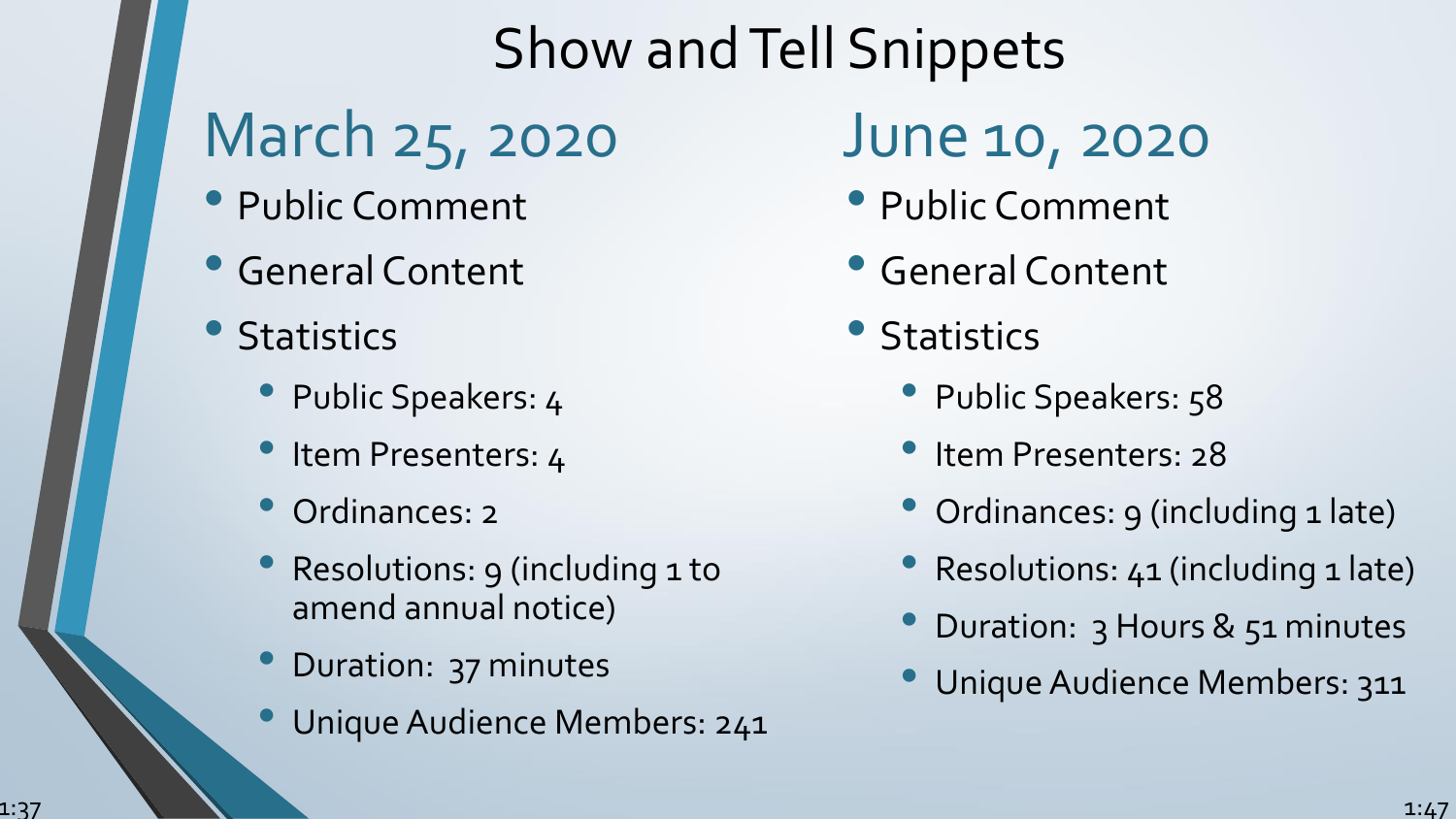# Show and Tell Snippets

## March 25, 2020

- Public Comment
- General Content
- Statistics
  - Public Speakers: 4
  - Item Presenters: 4
  - Ordinances: 2
  - Resolutions: 9 (including 1 to amend annual notice)
  - Duration: 37 minutes
  - Unique Audience Members: 241

## June 10, 2020

- Public Comment
- General Content
- Statistics
  - Public Speakers: 58
  - Item Presenters: 28
  - Ordinances: 9 (including 1 late)
  - Resolutions: 41 (including 1 late)
  - Duration: 3 Hours & 51 minutes
  - Unique Audience Members: 311

1:37

1:47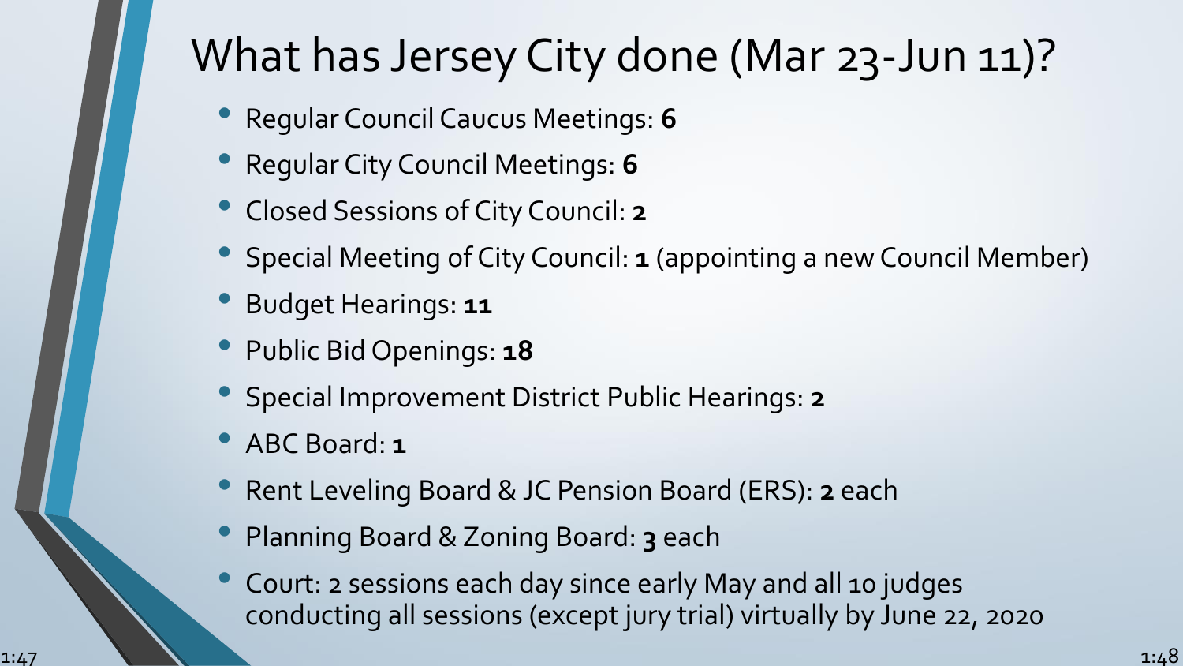# What has Jersey City done (Mar 23-Jun 11)?

- Regular Council Caucus Meetings: **6**
- Regular City Council Meetings: **6**
- Closed Sessions of City Council: **2**
- Special Meeting of City Council: **1** (appointing a new Council Member)
- Budget Hearings: **11**
- Public Bid Openings: **18**
- Special Improvement District Public Hearings: **2**
- ABC Board: **1**
- Rent Leveling Board & JC Pension Board (ERS): **2** each
- Planning Board & Zoning Board: **3** each
- Court: 2 sessions each day since early May and all 10 judges conducting all sessions (except jury trial) virtually by June 22, 2020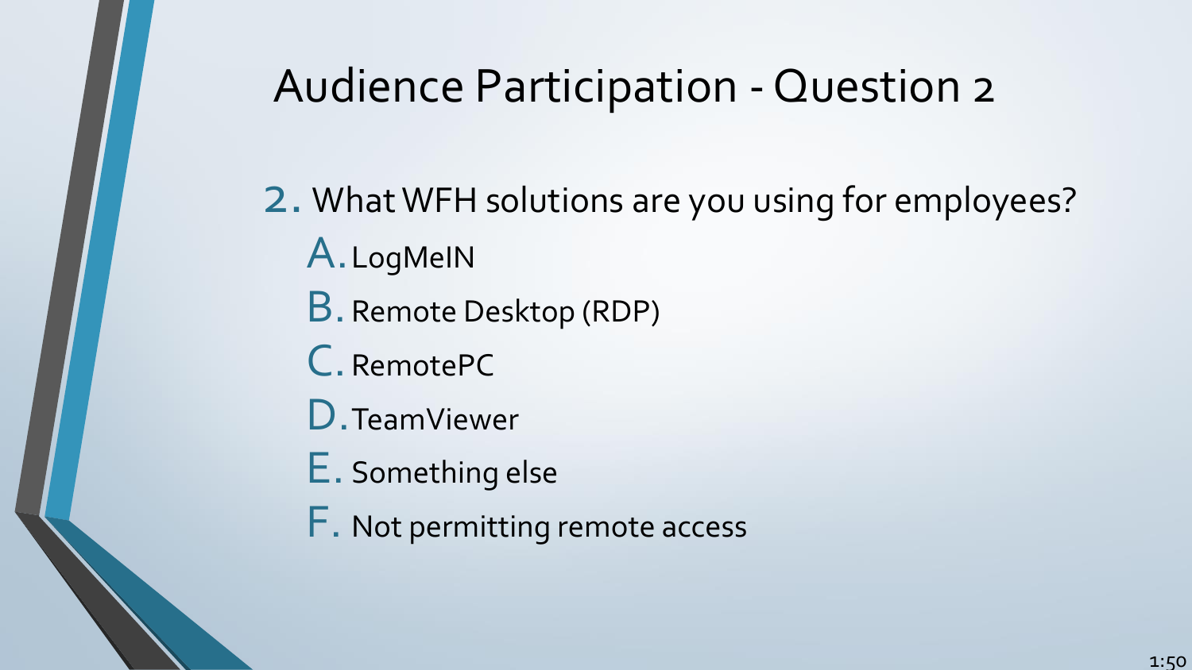# Audience Participation - Question 2

2. What WFH solutions are you using for employees?
   A. LogMeIN
   B. Remote Desktop (RDP)
   C. RemotePC
   D. TeamViewer
   E. Something else
   F. Not permitting remote access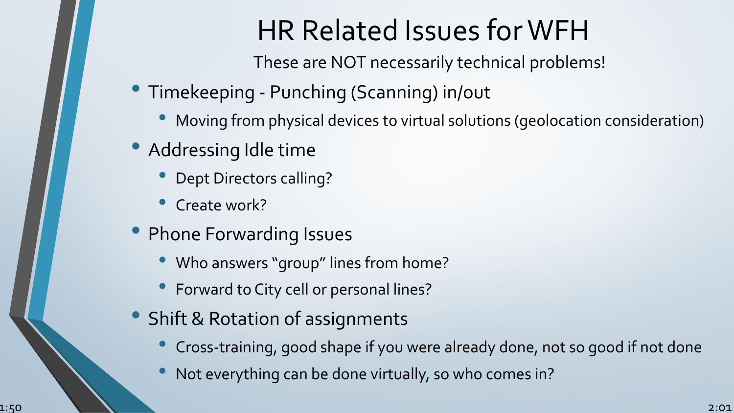# HR Related Issues for WFH

These are NOT necessarily technical problems!

- Timekeeping - Punching (Scanning) in/out
  - Moving from physical devices to virtual solutions (geolocation consideration)
- Addressing Idle time
  - Dept Directors calling?
  - Create work?
- Phone Forwarding Issues
  - Who answers “group” lines from home?
  - Forward to City cell or personal lines?
- Shift & Rotation of assignments
  - Cross-training, good shape if you were already done, not so good if not done
  - Not everything can be done virtually, so who comes in?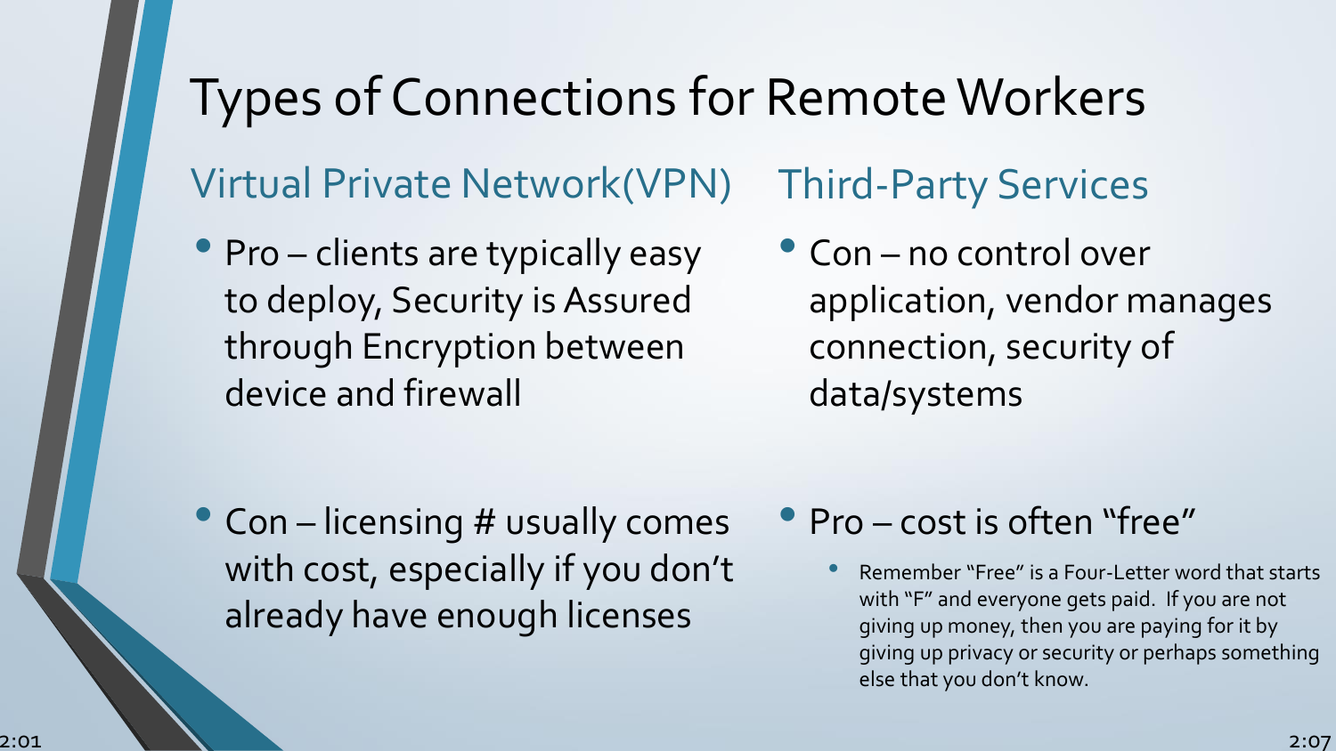# Types of Connections for Remote Workers

## Virtual Private Network(VPN)

- Pro – clients are typically easy to deploy, Security is Assured through Encryption between device and firewall

- Con – licensing # usually comes with cost, especially if you don't already have enough licenses

## Third-Party Services

- Con – no control over application, vendor manages connection, security of data/systems

- Pro – cost is often "free"
  - Remember "Free" is a Four-Letter word that starts with "F" and everyone gets paid. If you are not giving up money, then you are paying for it by giving up privacy or security or perhaps something else that you don't know.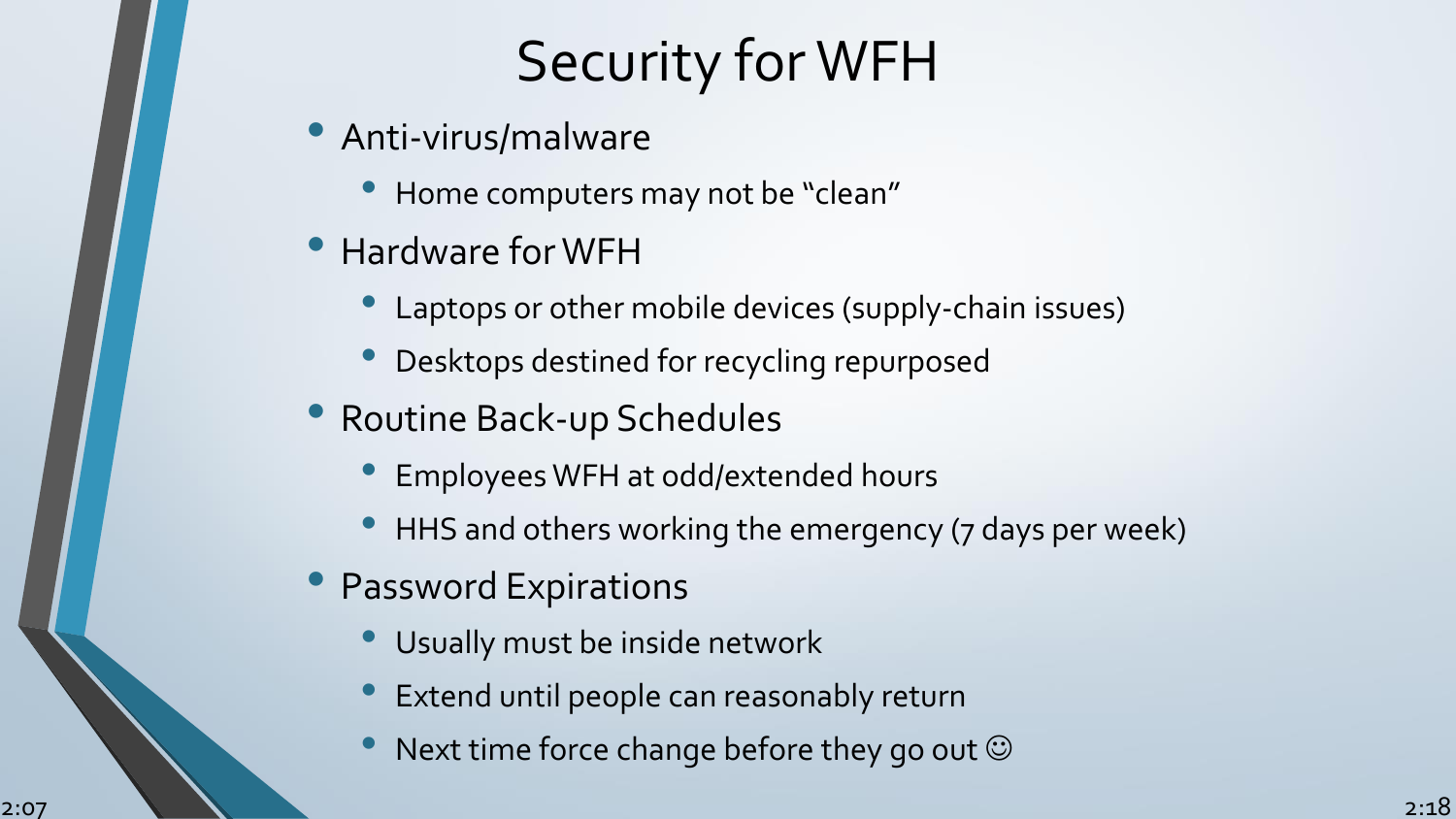# Security for WFH

- Anti-virus/malware
  - Home computers may not be "clean"
- Hardware for WFH
  - Laptops or other mobile devices (supply-chain issues)
  - Desktops destined for recycling repurposed
- Routine Back-up Schedules
  - Employees WFH at odd/extended hours
  - HHS and others working the emergency (7 days per week)
- Password Expirations
  - Usually must be inside network
  - Extend until people can reasonably return
  - Next time force change before they go out ☺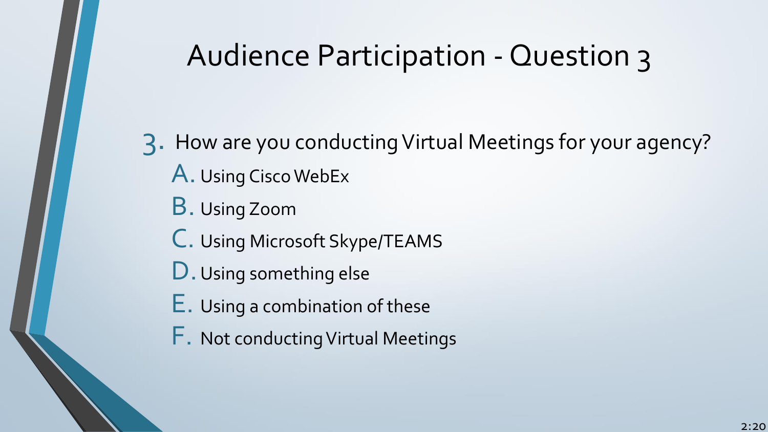# Audience Participation - Question 3

3. How are you conducting Virtual Meetings for your agency?
   A. Using Cisco WebEx
   B. Using Zoom
   C. Using Microsoft Skype/TEAMS
   D. Using something else
   E. Using a combination of these
   F. Not conducting Virtual Meetings

2:20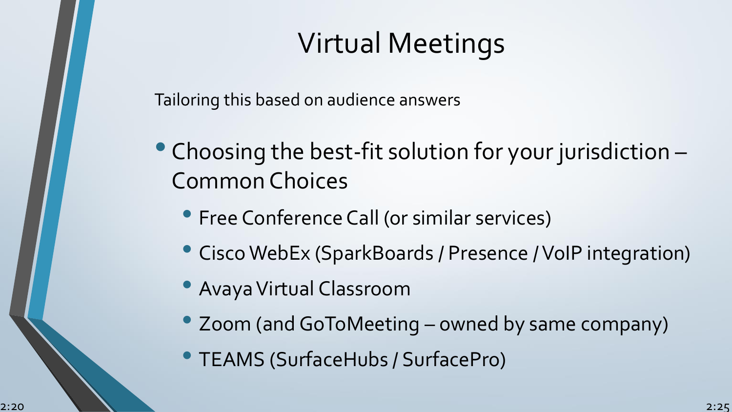# Virtual Meetings

Tailoring this based on audience answers

- Choosing the best-fit solution for your jurisdiction – Common Choices
  - Free Conference Call (or similar services)
  - Cisco WebEx (SparkBoards / Presence / VoIP integration)
  - Avaya Virtual Classroom
  - Zoom (and GoToMeeting – owned by same company)
  - TEAMS (SurfaceHubs / SurfacePro)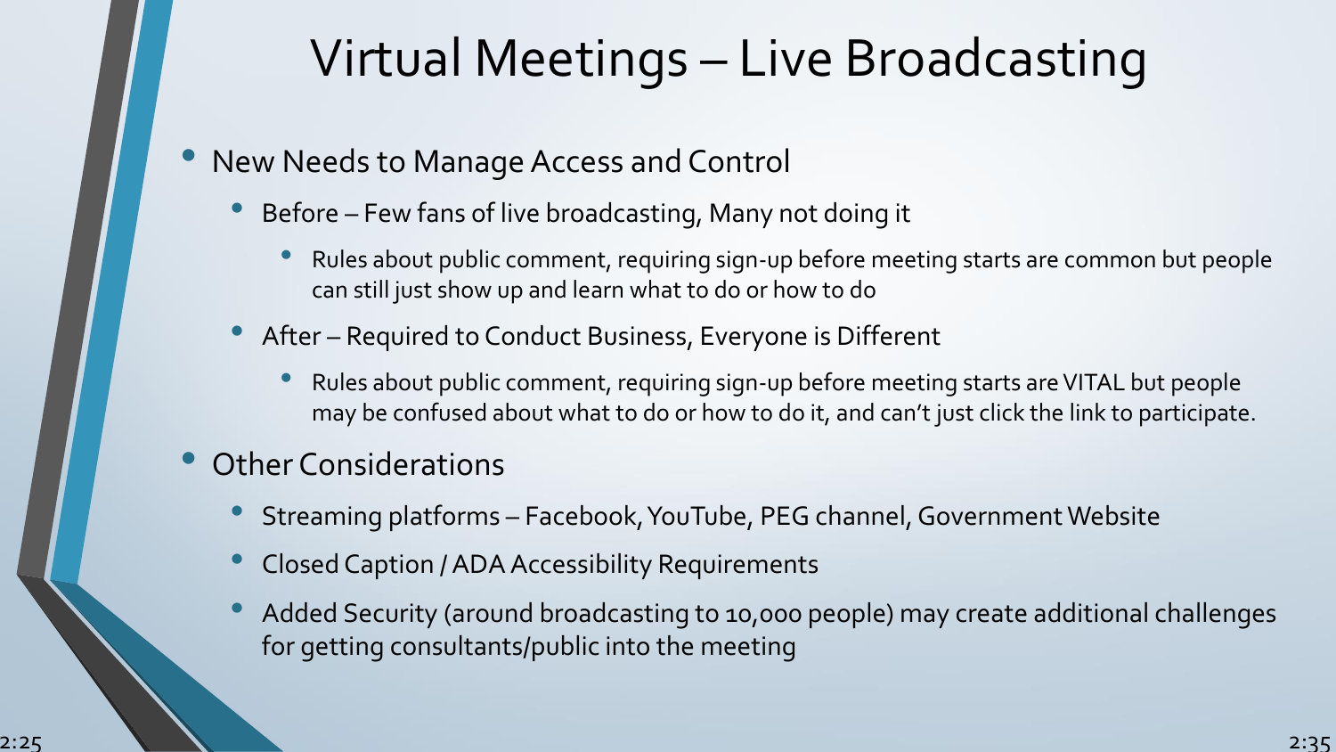# Virtual Meetings – Live Broadcasting

- New Needs to Manage Access and Control
  - Before – Few fans of live broadcasting, Many not doing it
    - Rules about public comment, requiring sign-up before meeting starts are common but people can still just show up and learn what to do or how to do
  - After – Required to Conduct Business, Everyone is Different
    - Rules about public comment, requiring sign-up before meeting starts are VITAL but people may be confused about what to do or how to do it, and can't just click the link to participate.
- Other Considerations
  - Streaming platforms – Facebook, YouTube, PEG channel, Government Website
  - Closed Caption / ADA Accessibility Requirements
  - Added Security (around broadcasting to 10,000 people) may create additional challenges for getting consultants/public into the meeting

2:25 2:35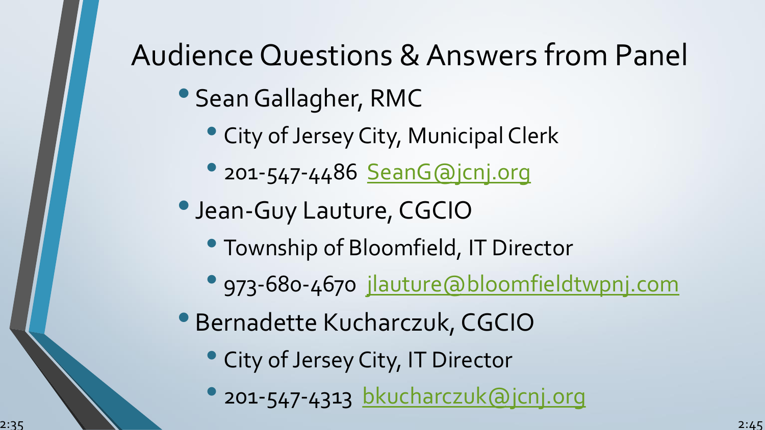# Audience Questions & Answers from Panel

- Sean Gallagher, RMC
  - City of Jersey City, Municipal Clerk
  - 201-547-4486 SeanG@jcnj.org
- Jean-Guy Lauture, CGCIO
  - Township of Bloomfield, IT Director
  - 973-680-4670 jlauture@bloomfieldtwpnj.com
- Bernadette Kucharczuk, CGCIO
  - City of Jersey City, IT Director
  - 201-547-4313 bkucharczuk@jcnj.org

2:35

2:45